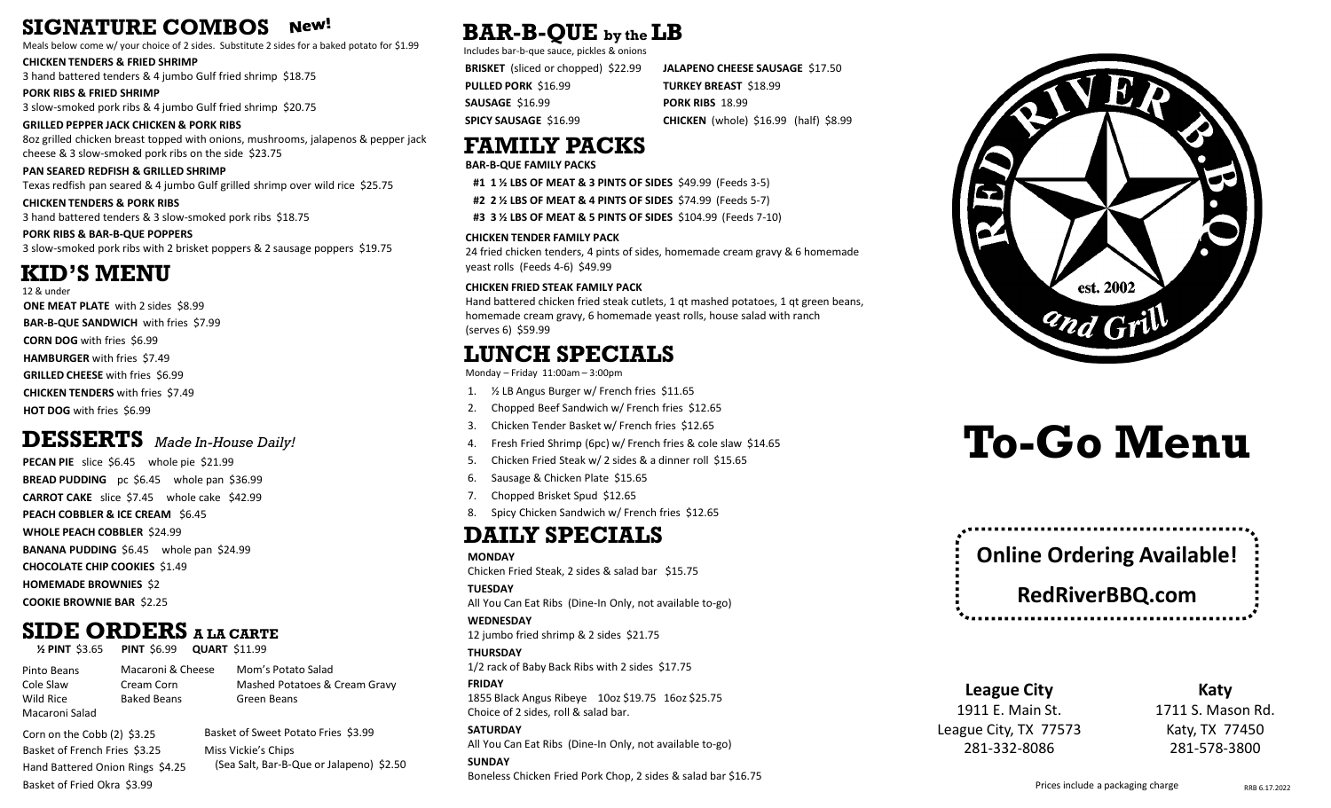## SIGNATURE COMBOS New!

Meals below come w/ your choice of 2 sides. Substitute 2 sides for a baked potato for $1.99

**CHICKEN TENDERS & FRIED SHRIMP**
3 hand battered tenders & 4 jumbo Gulf fried shrimp $18.75

**PORK RIBS & FRIED SHRIMP**
3 slow-smoked pork ribs & 4 jumbo Gulf fried shrimp $20.75

**GRILLED PEPPER JACK CHICKEN & PORK RIBS**
8oz grilled chicken breast topped with onions, mushrooms, jalapenos & pepper jack cheese & 3 slow-smoked pork ribs on the side $23.75

**PAN SEARED REDFISH & GRILLED SHRIMP**
Texas redfish pan seared & 4 jumbo Gulf grilled shrimp over wild rice $25.75

**CHICKEN TENDERS & PORK RIBS**
3 hand battered tenders & 3 slow-smoked pork ribs $18.75

**PORK RIBS & BAR-B-QUE POPPERS**
3 slow-smoked pork ribs with 2 brisket poppers & 2 sausage poppers $19.75

## KID'S MENU

12 & under

**ONE MEAT PLATE** with 2 sides $8.99
**BAR-B-QUE SANDWICH** with fries $7.99
**CORN DOG** with fries $6.99
**HAMBURGER** with fries $7.49
**GRILLED CHEESE** with fries $6.99
**CHICKEN TENDERS** with fries $7.49
**HOT DOG** with fries $6.99

## DESSERTS *Made In-House Daily!*

**PECAN PIE** slice $6.45 whole pie $21.99
**BREAD PUDDING** pc $6.45 whole pan $36.99
**CARROT CAKE** slice $7.45 whole cake $42.99
**PEACH COBBLER & ICE CREAM** $6.45
**WHOLE PEACH COBBLER** $24.99
**BANANA PUDDING** $6.45 whole pan $24.99
**CHOCOLATE CHIP COOKIES** $1.49
**HOMEMADE BROWNIES** $2
**COOKIE BROWNIE BAR** $2.25

## SIDE ORDERS A LA CARTE

**½ PINT** $3.65 **PINT** $6.99 **QUART** $11.99

| | | |
|---|---|---|
| Pinto Beans | Macaroni & Cheese | Mom's Potato Salad |
| Cole Slaw | Cream Corn | Mashed Potatoes & Cream Gravy |
| Wild Rice | Baked Beans | Green Beans |
| Macaroni Salad | | |

Corn on the Cobb (2) $3.25
Basket of French Fries $3.25
Hand Battered Onion Rings $4.25
Basket of Fried Okra $3.99
Basket of Sweet Potato Fries $3.99
Miss Vickie's Chips (Sea Salt, Bar-B-Que or Jalapeno) $2.50

## BAR-B-QUE by the LB

Includes bar-b-que sauce, pickles & onions

**BRISKET** (sliced or chopped) $22.99
**PULLED PORK** $16.99
**SAUSAGE** $16.99
**SPICY SAUSAGE** $16.99
**JALAPENO CHEESE SAUSAGE** $17.50
**TURKEY BREAST** $18.99
**PORK RIBS** 18.99
**CHICKEN** (whole) $16.99 (half) $8.99

## FAMILY PACKS

**BAR-B-QUE FAMILY PACKS**

**#1 1 ½ LBS OF MEAT & 3 PINTS OF SIDES** $49.99 (Feeds 3-5)
**#2 2 ½ LBS OF MEAT & 4 PINTS OF SIDES** $74.99 (Feeds 5-7)
**#3 3 ½ LBS OF MEAT & 5 PINTS OF SIDES** $104.99 (Feeds 7-10)

**CHICKEN TENDER FAMILY PACK**
24 fried chicken tenders, 4 pints of sides, homemade cream gravy & 6 homemade yeast rolls (Feeds 4-6) $49.99

**CHICKEN FRIED STEAK FAMILY PACK**
Hand battered chicken fried steak cutlets, 1 qt mashed potatoes, 1 qt green beans, homemade cream gravy, 6 homemade yeast rolls, house salad with ranch (serves 6) $59.99

## LUNCH SPECIALS

Monday – Friday 11:00am – 3:00pm

1. ½ LB Angus Burger w/ French fries $11.65
2. Chopped Beef Sandwich w/ French fries $12.65
3. Chicken Tender Basket w/ French fries $12.65
4. Fresh Fried Shrimp (6pc) w/ French fries & cole slaw $14.65
5. Chicken Fried Steak w/ 2 sides & a dinner roll $15.65
6. Sausage & Chicken Plate $15.65
7. Chopped Brisket Spud $12.65
8. Spicy Chicken Sandwich w/ French fries $12.65

## DAILY SPECIALS

**MONDAY**
Chicken Fried Steak, 2 sides & salad bar $15.75

**TUESDAY**
All You Can Eat Ribs (Dine-In Only, not available to-go)

**WEDNESDAY**
12 jumbo fried shrimp & 2 sides $21.75

**THURSDAY**
1/2 rack of Baby Back Ribs with 2 sides $17.75

**FRIDAY**
1855 Black Angus Ribeye 10oz $19.75 16oz $25.75
Choice of 2 sides, roll & salad bar.

**SATURDAY**
All You Can Eat Ribs (Dine-In Only, not available to-go)

**SUNDAY**
Boneless Chicken Fried Pork Chop, 2 sides & salad bar $16.75

RED RIVER B.B.Q. and Grill est. 2002

# To-Go Menu

**Online Ordering Available!**

**RedRiverBBQ.com**

**League City**
1911 E. Main St.
League City, TX 77573
281-332-8086

**Katy**
1711 S. Mason Rd.
Katy, TX 77450
281-578-3800

Prices include a packaging charge

RRB 6.17.2022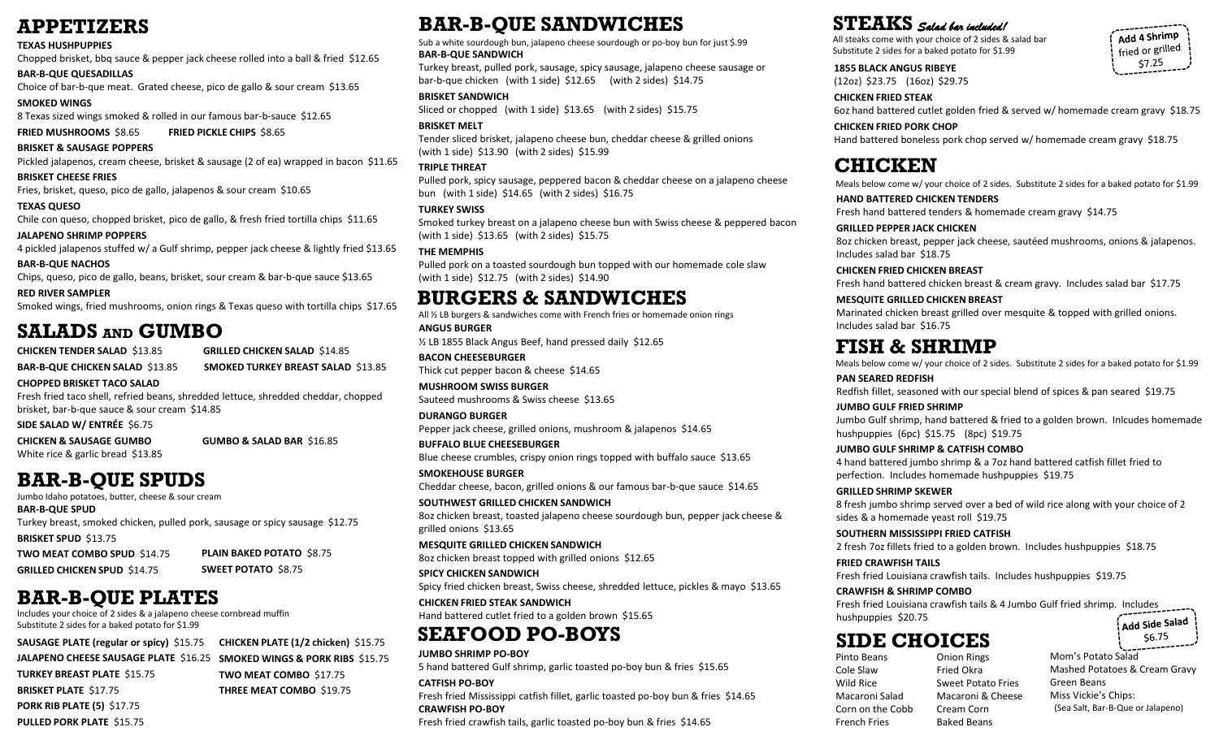# APPETIZERS

**TEXAS HUSHPUPPIES**
Chopped brisket, bbq sauce & pepper jack cheese rolled into a ball & fried $12.65

**BAR-B-QUE QUESADILLAS**
Choice of bar-b-que meat. Grated cheese, pico de gallo & sour cream $13.65

**SMOKED WINGS**
8 Texas sized wings smoked & rolled in our famous bar-b-sauce $12.65

**FRIED MUSHROOMS** $8.65 **FRIED PICKLE CHIPS** $8.65

**BRISKET & SAUSAGE POPPERS**
Pickled jalapenos, cream cheese, brisket & sausage (2 of ea) wrapped in bacon $11.65

**BRISKET CHEESE FRIES**
Fries, brisket, queso, pico de gallo, jalapenos & sour cream $10.65

**TEXAS QUESO**
Chile con queso, chopped brisket, pico de gallo, & fresh fried tortilla chips $11.65

**JALAPENO SHRIMP POPPERS**
4 pickled jalapenos stuffed w/ a Gulf shrimp, pepper jack cheese & lightly fried $13.65

**BAR-B-QUE NACHOS**
Chips, queso, pico de gallo, beans, brisket, sour cream & bar-b-que sauce $13.65

**RED RIVER SAMPLER**
Smoked wings, fried mushrooms, onion rings & Texas queso with tortilla chips $17.65

# SALADS AND GUMBO

**CHICKEN TENDER SALAD** $13.85 **GRILLED CHICKEN SALAD** $14.85

**BAR-B-QUE CHICKEN SALAD** $13.85 **SMOKED TURKEY BREAST SALAD** $13.85

**CHOPPED BRISKET TACO SALAD**
Fresh fried taco shell, refried beans, shredded lettuce, shredded cheddar, chopped brisket, bar-b-que sauce & sour cream $14.85

**SIDE SALAD W/ ENTRÉE** $6.75

**CHICKEN & SAUSAGE GUMBO** **GUMBO & SALAD BAR** $16.85
White rice & garlic bread $13.85

# BAR-B-QUE SPUDS

Jumbo Idaho potatoes, butter, cheese & sour cream

**BAR-B-QUE SPUD**
Turkey breast, smoked chicken, pulled pork, sausage or spicy sausage $12.75

**BRISKET SPUD** $13.75

**TWO MEAT COMBO SPUD** $14.75 **PLAIN BAKED POTATO** $8.75

**GRILLED CHICKEN SPUD** $14.75 **SWEET POTATO** $8.75

# BAR-B-QUE PLATES

Includes your choice of 2 sides & a jalapeno cheese cornbread muffin
Substitute 2 sides for a baked potato for $1.99

**SAUSAGE PLATE (regular or spicy)** $15.75
**JALAPENO CHEESE SAUSAGE PLATE** $16.25
**TURKEY BREAST PLATE** $15.75
**BRISKET PLATE** $17.75
**PORK RIB PLATE (5)** $17.75
**PULLED PORK PLATE** $15.75
**CHICKEN PLATE (1/2 chicken)** $15.75
**SMOKED WINGS & PORK RIBS** $15.75
**TWO MEAT COMBO** $17.75
**THREE MEAT COMBO** $19.75

# BAR-B-QUE SANDWICHES

Sub a white sourdough bun, jalapeno cheese sourdough or po-boy bun for just $.99

**BAR-B-QUE SANDWICH**
Turkey breast, pulled pork, sausage, spicy sausage, jalapeno cheese sausage or bar-b-que chicken (with 1 side) $12.65 (with 2 sides) $14.75

**BRISKET SANDWICH**
Sliced or chopped (with 1 side) $13.65 (with 2 sides) $15.75

**BRISKET MELT**
Tender sliced brisket, jalapeno cheese bun, cheddar cheese & grilled onions (with 1 side) $13.90 (with 2 sides) $15.99

**TRIPLE THREAT**
Pulled pork, spicy sausage, peppered bacon & cheddar cheese on a jalapeno cheese bun (with 1 side) $14.65 (with 2 sides) $16.75

**TURKEY SWISS**
Smoked turkey breast on a jalapeno cheese bun with Swiss cheese & peppered bacon (with 1 side) $13.65 (with 2 sides) $15.75

**THE MEMPHIS**
Pulled pork on a toasted sourdough bun topped with our homemade cole slaw (with 1 side) $12.75 (with 2 sides) $14.90

# BURGERS & SANDWICHES

All ½ LB burgers & sandwiches come with French fries or homemade onion rings

**ANGUS BURGER**
½ LB 1855 Black Angus Beef, hand pressed daily $12.65

**BACON CHEESEBURGER**
Thick cut pepper bacon & cheese $14.65

**MUSHROOM SWISS BURGER**
Sauteed mushrooms & Swiss cheese $13.65

**DURANGO BURGER**
Pepper jack cheese, grilled onions, mushroom & jalapenos $14.65

**BUFFALO BLUE CHEESEBURGER**
Blue cheese crumbles, crispy onion rings topped with buffalo sauce $13.65

**SMOKEHOUSE BURGER**
Cheddar cheese, bacon, grilled onions & our famous bar-b-que sauce $14.65

**SOUTHWEST GRILLED CHICKEN SANDWICH**
8oz chicken breast, toasted jalapeno cheese sourdough bun, pepper jack cheese & grilled onions $13.65

**MESQUITE GRILLED CHICKEN SANDWICH**
8oz chicken breast topped with grilled onions $12.65

**SPICY CHICKEN SANDWICH**
Spicy fried chicken breast, Swiss cheese, shredded lettuce, pickles & mayo $13.65

**CHICKEN FRIED STEAK SANDWICH**
Hand battered cutlet fried to a golden brown $15.65

# SEAFOOD PO-BOYS

**JUMBO SHRIMP PO-BOY**
5 hand battered Gulf shrimp, garlic toasted po-boy bun & fries $15.65

**CATFISH PO-BOY**
Fresh fried Mississippi catfish fillet, garlic toasted po-boy bun & fries $14.65

**CRAWFISH PO-BOY**
Fresh fried crawfish tails, garlic toasted po-boy bun & fries $14.65

# STEAKS *Salad bar included!*

All steaks come with your choice of 2 sides & salad bar
Substitute 2 sides for a baked potato for $1.99

**Add 4 Shrimp** fried or grilled $7.25

**1855 BLACK ANGUS RIBEYE**
(12oz) $23.75 (16oz) $29.75

**CHICKEN FRIED STEAK**
6oz hand battered cutlet golden fried & served w/ homemade cream gravy $18.75

**CHICKEN FRIED PORK CHOP**
Hand battered boneless pork chop served w/ homemade cream gravy $18.75

# CHICKEN

Meals below come w/ your choice of 2 sides. Substitute 2 sides for a baked potato for $1.99

**HAND BATTERED CHICKEN TENDERS**
Fresh hand battered tenders & homemade cream gravy $14.75

**GRILLED PEPPER JACK CHICKEN**
8oz chicken breast, pepper jack cheese, sautéed mushrooms, onions & jalapenos. Includes salad bar $18.75

**CHICKEN FRIED CHICKEN BREAST**
Fresh hand battered chicken breast & cream gravy. Includes salad bar $17.75

**MESQUITE GRILLED CHICKEN BREAST**
Marinated chicken breast grilled over mesquite & topped with grilled onions. Includes salad bar $16.75

# FISH & SHRIMP

Meals below come w/ your choice of 2 sides. Substitute 2 sides for a baked potato for $1.99

**PAN SEARED REDFISH**
Redfish fillet, seasoned with our special blend of spices & pan seared $19.75

**JUMBO GULF FRIED SHRIMP**
Jumbo Gulf shrimp, hand battered & fried to a golden brown. Inlcudes homemade hushpuppies (6pc) $15.75 (8pc) $19.75

**JUMBO GULF SHRIMP & CATFISH COMBO**
4 hand battered jumbo shrimp & a 7oz hand battered catfish fillet fried to perfection. Includes homemade hushpuppies $19.75

**GRILLED SHRIMP SKEWER**
8 fresh jumbo shrimp served over a bed of wild rice along with your choice of 2 sides & a homemade yeast roll $19.75

**SOUTHERN MISSISSIPPI FRIED CATFISH**
2 fresh 7oz fillets fried to a golden brown. Includes hushpuppies $18.75

**FRIED CRAWFISH TAILS**
Fresh fried Louisiana crawfish tails. Includes hushpuppies $19.75

**CRAWFISH & SHRIMP COMBO**
Fresh fried Louisiana crawfish tails & 4 Jumbo Gulf fried shrimp. Includes hushpuppies $20.75

**Add Side Salad** $6.75

# SIDE CHOICES

- Pinto Beans
- Cole Slaw
- Wild Rice
- Macaroni Salad
- Corn on the Cobb
- French Fries
- Onion Rings
- Fried Okra
- Sweet Potato Fries
- Macaroni & Cheese
- Cream Corn
- Baked Beans
- Mom's Potato Salad
- Mashed Potatoes & Cream Gravy
- Green Beans
- Miss Vickie's Chips: (Sea Salt, Bar-B-Que or Jalapeno)